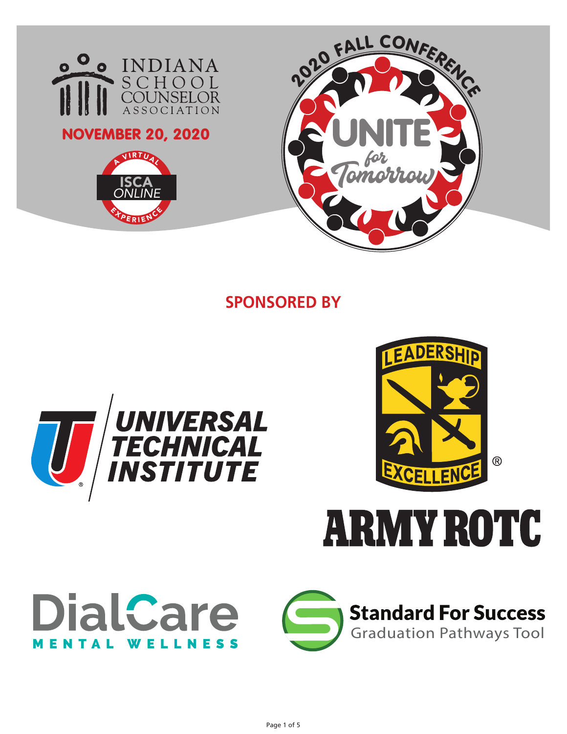# INDIANA SCHOOL COUNSELOR ASSOCIATION

**NOVEMBER 20, 2020**

A VIRTUAL ISCA ONLINE EXPERIENCE

2020 FALL CONFERENCE

UNITE for Tomorrow

## SPONSORED BY

UNIVERSAL TECHNICAL INSTITUTE

LEADERSHIP EXCELLENCE ARMY ROTC

DialCare MENTAL WELLNESS

Standard For Success Graduation Pathways Tool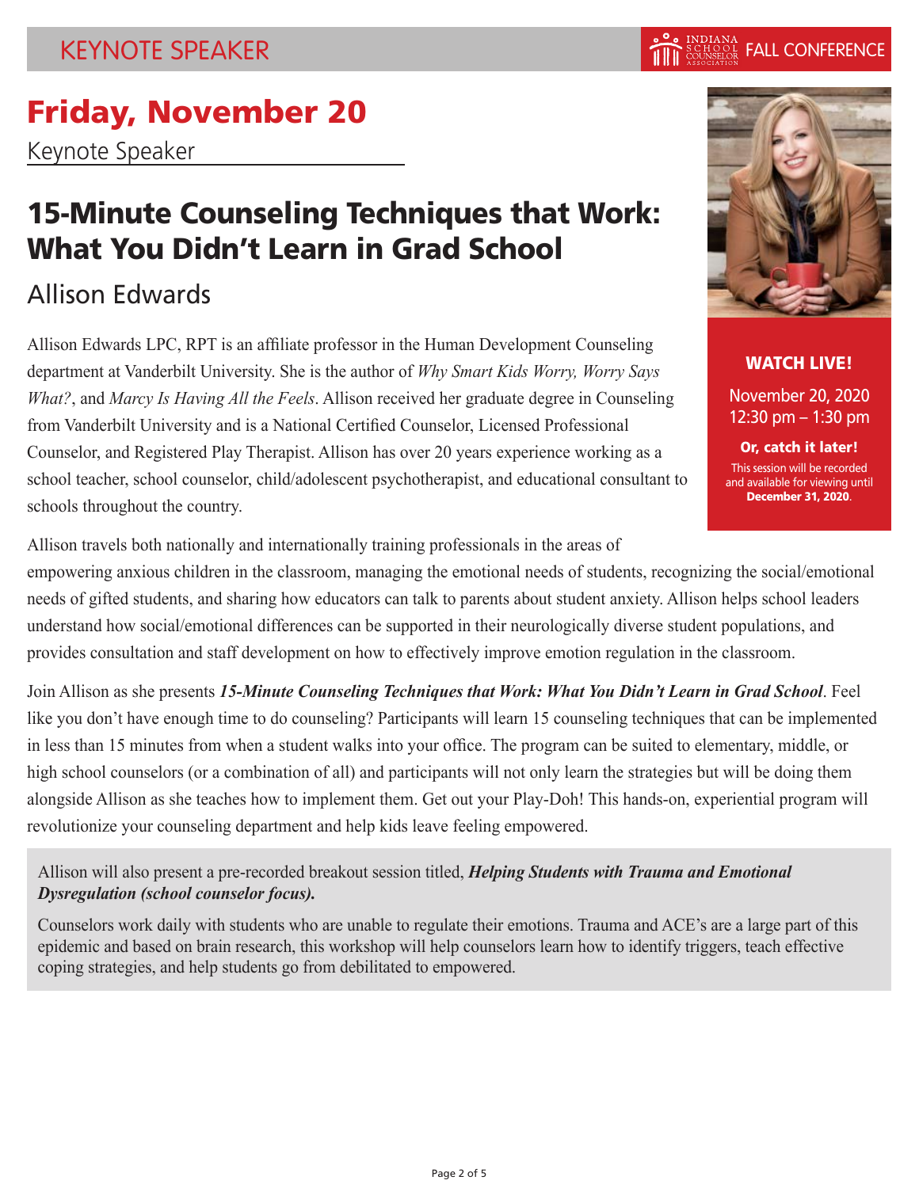# Friday, November 20

Keynote Speaker

## 15-Minute Counseling Techniques that Work: What You Didn't Learn in Grad School

### Allison Edwards

**WATCH LIVE!**

November 20, 2020
12:30 pm – 1:30 pm

**Or, catch it later!**

This session will be recorded and available for viewing until **December 31, 2020**.

Allison Edwards LPC, RPT is an affiliate professor in the Human Development Counseling department at Vanderbilt University. She is the author of *Why Smart Kids Worry, Worry Says What?*, and *Marcy Is Having All the Feels*. Allison received her graduate degree in Counseling from Vanderbilt University and is a National Certified Counselor, Licensed Professional Counselor, and Registered Play Therapist. Allison has over 20 years experience working as a school teacher, school counselor, child/adolescent psychotherapist, and educational consultant to schools throughout the country.

Allison travels both nationally and internationally training professionals in the areas of empowering anxious children in the classroom, managing the emotional needs of students, recognizing the social/emotional needs of gifted students, and sharing how educators can talk to parents about student anxiety. Allison helps school leaders understand how social/emotional differences can be supported in their neurologically diverse student populations, and provides consultation and staff development on how to effectively improve emotion regulation in the classroom.

Join Allison as she presents ***15-Minute Counseling Techniques that Work: What You Didn't Learn in Grad School***. Feel like you don't have enough time to do counseling? Participants will learn 15 counseling techniques that can be implemented in less than 15 minutes from when a student walks into your office. The program can be suited to elementary, middle, or high school counselors (or a combination of all) and participants will not only learn the strategies but will be doing them alongside Allison as she teaches how to implement them. Get out your Play-Doh! This hands-on, experiential program will revolutionize your counseling department and help kids leave feeling empowered.

Allison will also present a pre-recorded breakout session titled, ***Helping Students with Trauma and Emotional Dysregulation (school counselor focus).***

Counselors work daily with students who are unable to regulate their emotions. Trauma and ACE's are a large part of this epidemic and based on brain research, this workshop will help counselors learn how to identify triggers, teach effective coping strategies, and help students go from debilitated to empowered.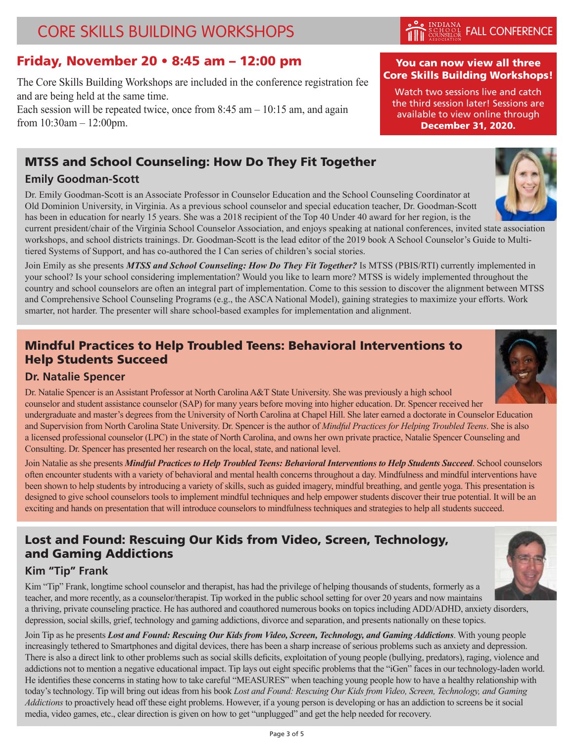# CORE SKILLS BUILDING WORKSHOPS

## Friday, November 20 • 8:45 am – 12:00 pm

The Core Skills Building Workshops are included in the conference registration fee and are being held at the same time.
Each session will be repeated twice, once from 8:45 am – 10:15 am, and again from 10:30am – 12:00pm.

**You can now view all three Core Skills Building Workshops!**

Watch two sessions live and catch the third session later! Sessions are available to view online through **December 31, 2020.**

## MTSS and School Counseling: How Do They Fit Together

### Emily Goodman-Scott

Dr. Emily Goodman-Scott is an Associate Professor in Counselor Education and the School Counseling Coordinator at Old Dominion University, in Virginia. As a previous school counselor and special education teacher, Dr. Goodman-Scott has been in education for nearly 15 years. She was a 2018 recipient of the Top 40 Under 40 award for her region, is the current president/chair of the Virginia School Counselor Association, and enjoys speaking at national conferences, invited state association workshops, and school districts trainings. Dr. Goodman-Scott is the lead editor of the 2019 book A School Counselor's Guide to Multi-tiered Systems of Support, and has co-authored the I Can series of children's social stories.

Join Emily as she presents ***MTSS and School Counseling: How Do They Fit Together?*** Is MTSS (PBIS/RTI) currently implemented in your school? Is your school considering implementation? Would you like to learn more? MTSS is widely implemented throughout the country and school counselors are often an integral part of implementation. Come to this session to discover the alignment between MTSS and Comprehensive School Counseling Programs (e.g., the ASCA National Model), gaining strategies to maximize your efforts. Work smarter, not harder. The presenter will share school-based examples for implementation and alignment.

## Mindful Practices to Help Troubled Teens: Behavioral Interventions to Help Students Succeed

### Dr. Natalie Spencer

Dr. Natalie Spencer is an Assistant Professor at North Carolina A&T State University. She was previously a high school counselor and student assistance counselor (SAP) for many years before moving into higher education. Dr. Spencer received her undergraduate and master's degrees from the University of North Carolina at Chapel Hill. She later earned a doctorate in Counselor Education and Supervision from North Carolina State University. Dr. Spencer is the author of *Mindful Practices for Helping Troubled Teens*. She is also a licensed professional counselor (LPC) in the state of North Carolina, and owns her own private practice, Natalie Spencer Counseling and Consulting. Dr. Spencer has presented her research on the local, state, and national level.

Join Natalie as she presents ***Mindful Practices to Help Troubled Teens: Behavioral Interventions to Help Students Succeed***. School counselors often encounter students with a variety of behavioral and mental health concerns throughout a day. Mindfulness and mindful interventions have been shown to help students by introducing a variety of skills, such as guided imagery, mindful breathing, and gentle yoga. This presentation is designed to give school counselors tools to implement mindful techniques and help empower students discover their true potential. It will be an exciting and hands on presentation that will introduce counselors to mindfulness techniques and strategies to help all students succeed.

## Lost and Found: Rescuing Our Kids from Video, Screen, Technology, and Gaming Addictions

### Kim "Tip" Frank

Kim "Tip" Frank, longtime school counselor and therapist, has had the privilege of helping thousands of students, formerly as a teacher, and more recently, as a counselor/therapist. Tip worked in the public school setting for over 20 years and now maintains a thriving, private counseling practice. He has authored and coauthored numerous books on topics including ADD/ADHD, anxiety disorders, depression, social skills, grief, technology and gaming addictions, divorce and separation, and presents nationally on these topics.

Join Tip as he presents ***Lost and Found: Rescuing Our Kids from Video, Screen, Technology, and Gaming Addictions***. With young people increasingly tethered to Smartphones and digital devices, there has been a sharp increase of serious problems such as anxiety and depression. There is also a direct link to other problems such as social skills deficits, exploitation of young people (bullying, predators), raging, violence and addictions not to mention a negative educational impact. Tip lays out eight specific problems that the "iGen" faces in our technology-laden world. He identifies these concerns in stating how to take careful "MEASURES" when teaching young people how to have a healthy relationship with today's technology. Tip will bring out ideas from his book *Lost and Found: Rescuing Our Kids from Video, Screen, Technology, and Gaming Addictions* to proactively head off these eight problems. However, if a young person is developing or has an addiction to screens be it social media, video games, etc., clear direction is given on how to get "unplugged" and get the help needed for recovery.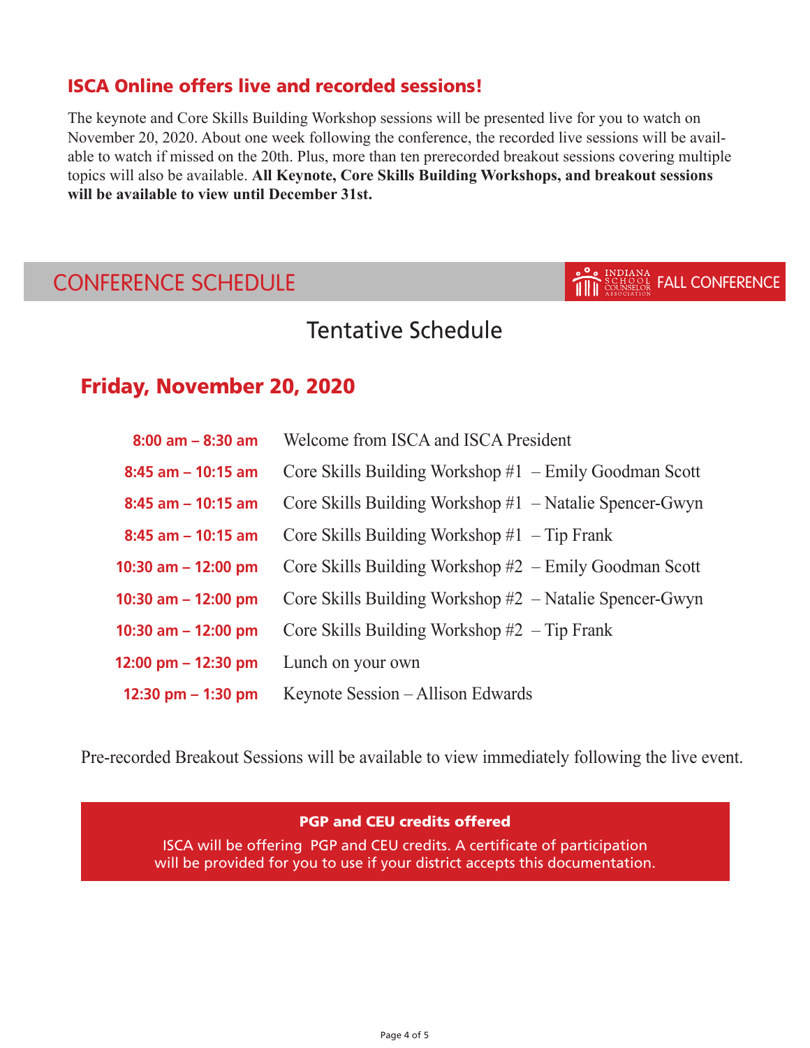## ISCA Online offers live and recorded sessions!

The keynote and Core Skills Building Workshop sessions will be presented live for you to watch on November 20, 2020. About one week following the conference, the recorded live sessions will be available to watch if missed on the 20th. Plus, more than ten prerecorded breakout sessions covering multiple topics will also be available. **All Keynote, Core Skills Building Workshops, and breakout sessions will be available to view until December 31st.**

## CONFERENCE SCHEDULE

INDIANA SCHOOL COUNSELOR ASSOCIATION FALL CONFERENCE

# Tentative Schedule

### Friday, November 20, 2020

| Time | Session |
|---|---|
| **8:00 am – 8:30 am** | Welcome from ISCA and ISCA President |
| **8:45 am – 10:15 am** | Core Skills Building Workshop #1 – Emily Goodman Scott |
| **8:45 am – 10:15 am** | Core Skills Building Workshop #1 – Natalie Spencer-Gwyn |
| **8:45 am – 10:15 am** | Core Skills Building Workshop #1 – Tip Frank |
| **10:30 am – 12:00 pm** | Core Skills Building Workshop #2 – Emily Goodman Scott |
| **10:30 am – 12:00 pm** | Core Skills Building Workshop #2 – Natalie Spencer-Gwyn |
| **10:30 am – 12:00 pm** | Core Skills Building Workshop #2 – Tip Frank |
| **12:00 pm – 12:30 pm** | Lunch on your own |
| **12:30 pm – 1:30 pm** | Keynote Session – Allison Edwards |

Pre-recorded Breakout Sessions will be available to view immediately following the live event.

**PGP and CEU credits offered**

ISCA will be offering PGP and CEU credits. A certificate of participation will be provided for you to use if your district accepts this documentation.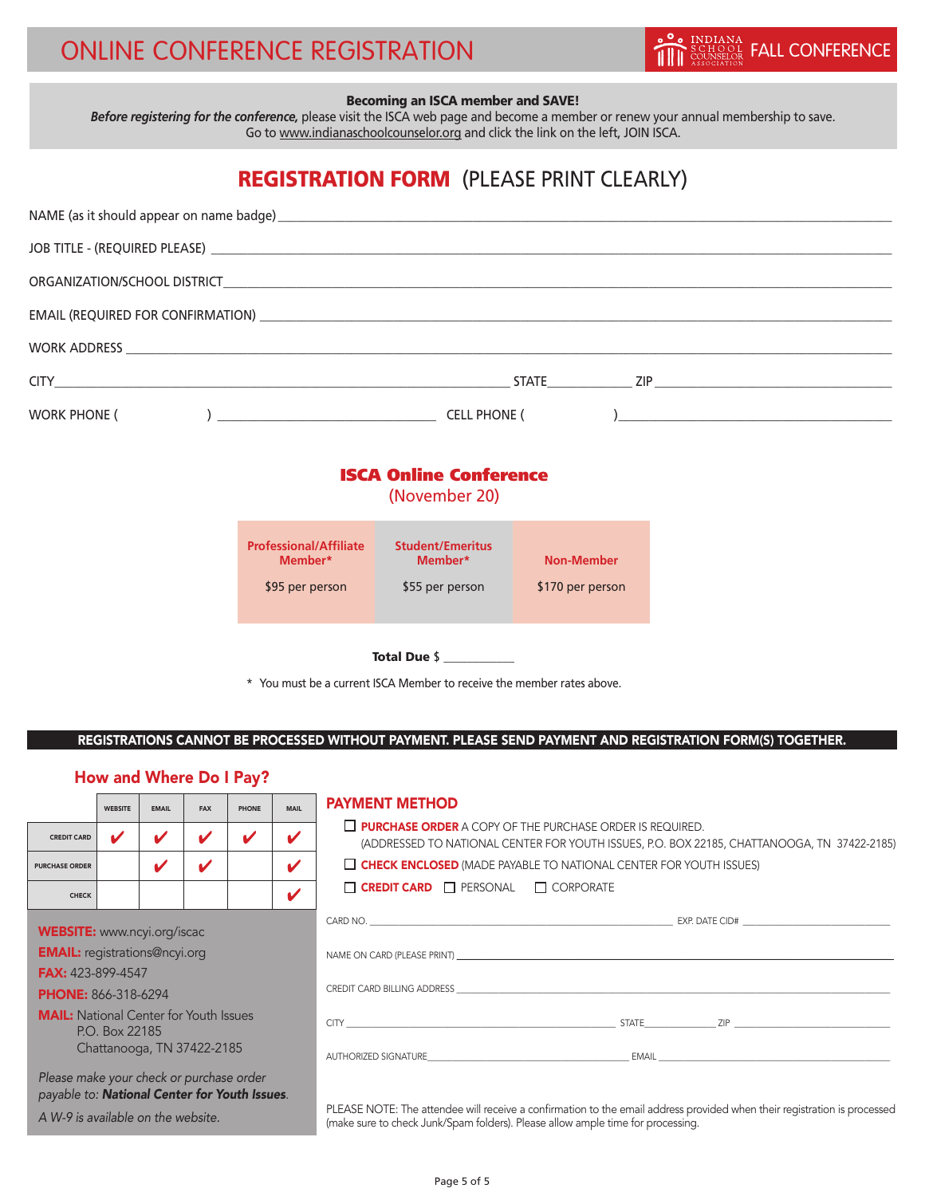# ONLINE CONFERENCE REGISTRATION

INDIANA SCHOOL COUNSELOR ASSOCIATION FALL CONFERENCE

**Becoming an ISCA member and SAVE!**
***Before registering for the conference,*** please visit the ISCA web page and become a member or renew your annual membership to save. Go to www.indianaschoolcounselor.org and click the link on the left, JOIN ISCA.

## REGISTRATION FORM (PLEASE PRINT CLEARLY)

NAME (as it should appear on name badge) ____________________

JOB TITLE - (REQUIRED PLEASE) ____________________

ORGANIZATION/SCHOOL DISTRICT ____________________

EMAIL (REQUIRED FOR CONFIRMATION) ____________________

WORK ADDRESS ____________________

CITY ____________________ STATE __________ ZIP ____________________

WORK PHONE (          ) ____________________ CELL PHONE (          ) ____________________

### ISCA Online Conference

(November 20)

| Professional/Affiliate Member* | Student/Emeritus Member* | Non-Member |
|---|---|---|
| $95 per person | $55 per person | $170 per person |

**Total Due** $ __________

\* You must be a current ISCA Member to receive the member rates above.

**REGISTRATIONS CANNOT BE PROCESSED WITHOUT PAYMENT. PLEASE SEND PAYMENT AND REGISTRATION FORM(S) TOGETHER.**

### How and Where Do I Pay?

| | WEBSITE | EMAIL | FAX | PHONE | MAIL |
|---|---|---|---|---|---|
| CREDIT CARD | ✔ | ✔ | ✔ | ✔ | ✔ |
| PURCHASE ORDER | | ✔ | ✔ | | ✔ |
| CHECK | | | | | ✔ |

**WEBSITE:** www.ncyi.org/iscac

**EMAIL:** registrations@ncyi.org

**FAX:** 423-899-4547

**PHONE:** 866-318-6294

**MAIL:** National Center for Youth Issues
P.O. Box 22185
Chattanooga, TN 37422-2185

*Please make your check or purchase order payable to:* ***National Center for Youth Issues****.*

*A W-9 is available on the website.*

### PAYMENT METHOD

☐ **PURCHASE ORDER** A COPY OF THE PURCHASE ORDER IS REQUIRED.
(ADDRESSED TO NATIONAL CENTER FOR YOUTH ISSUES, P.O. BOX 22185, CHATTANOOGA, TN 37422-2185)

☐ **CHECK ENCLOSED** (MADE PAYABLE TO NATIONAL CENTER FOR YOUTH ISSUES)

☐ **CREDIT CARD** ☐ PERSONAL ☐ CORPORATE

CARD NO. ____________________ EXP. DATE CID# ____________________

NAME ON CARD (PLEASE PRINT) ____________________

CREDIT CARD BILLING ADDRESS ____________________

CITY ____________________ STATE __________ ZIP ____________________

AUTHORIZED SIGNATURE ____________________ EMAIL ____________________

PLEASE NOTE: The attendee will receive a confirmation to the email address provided when their registration is processed (make sure to check Junk/Spam folders). Please allow ample time for processing.